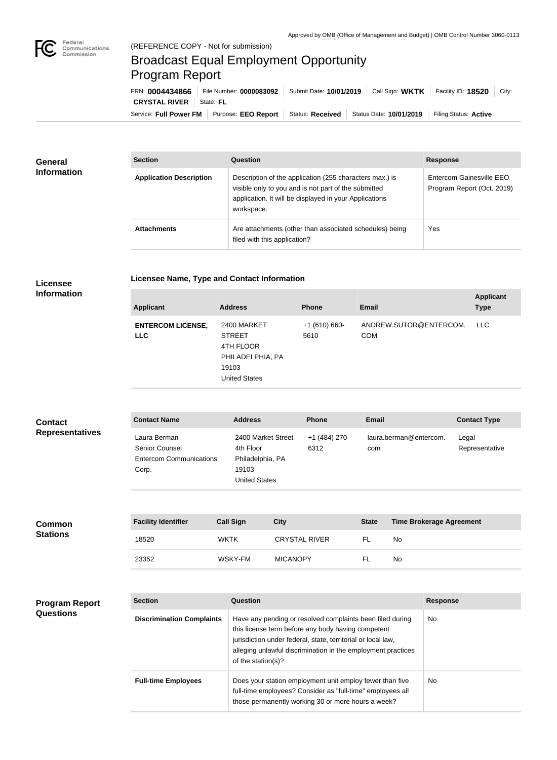Approved by OMB (Office of Management and Budget) | OMB Control Number 3060-0113

Federal Communications Commission

(REFERENCE COPY - Not for submission)

# Broadcast Equal Employment Opportunity Program Report

FRN: **0004434866** | File Number: **0000083092** | Submit Date: **10/01/2019** | Call Sign: **WKTK** | Facility ID: **18520** | City: **CRYSTAL RIVER** | State: **FL**

Service: **Full Power FM** | Purpose: **EEO Report** | Status: **Received** | Status Date: **10/01/2019** | Filing Status: **Active**

## General Information

| Section | Question | Response |
|---|---|---|
| **Application Description** | Description of the application (255 characters max.) is visible only to you and is not part of the submitted application. It will be displayed in your Applications workspace. | Entercom Gainesville EEO Program Report (Oct. 2019) |
| **Attachments** | Are attachments (other than associated schedules) being filed with this application? | Yes |

## Licensee Information

### Licensee Name, Type and Contact Information

| Applicant | Address | Phone | Email | Applicant Type |
|---|---|---|---|---|
| **ENTERCOM LICENSE, LLC** | 2400 MARKET STREET<br>4TH FLOOR<br>PHILADELPHIA, PA 19103<br>United States | +1 (610) 660-5610 | ANDREW.SUTOR@ENTERCOM.COM | LLC |

## Contact Representatives

| Contact Name | Address | Phone | Email | Contact Type |
|---|---|---|---|---|
| Laura Berman<br>Senior Counsel<br>Entercom Communications Corp. | 2400 Market Street<br>4th Floor<br>Philadelphia, PA 19103<br>United States | +1 (484) 270-6312 | laura.berman@entercom.com | Legal Representative |

## Common Stations

| Facility Identifier | Call Sign | City | State | Time Brokerage Agreement |
|---|---|---|---|---|
| 18520 | WKTK | CRYSTAL RIVER | FL | No |
| 23352 | WSKY-FM | MICANOPY | FL | No |

## Program Report Questions

| Section | Question | Response |
|---|---|---|
| **Discrimination Complaints** | Have any pending or resolved complaints been filed during this license term before any body having competent jurisdiction under federal, state, territorial or local law, alleging unlawful discrimination in the employment practices of the station(s)? | No |
| **Full-time Employees** | Does your station employment unit employ fewer than five full-time employees? Consider as "full-time" employees all those permanently working 30 or more hours a week? | No |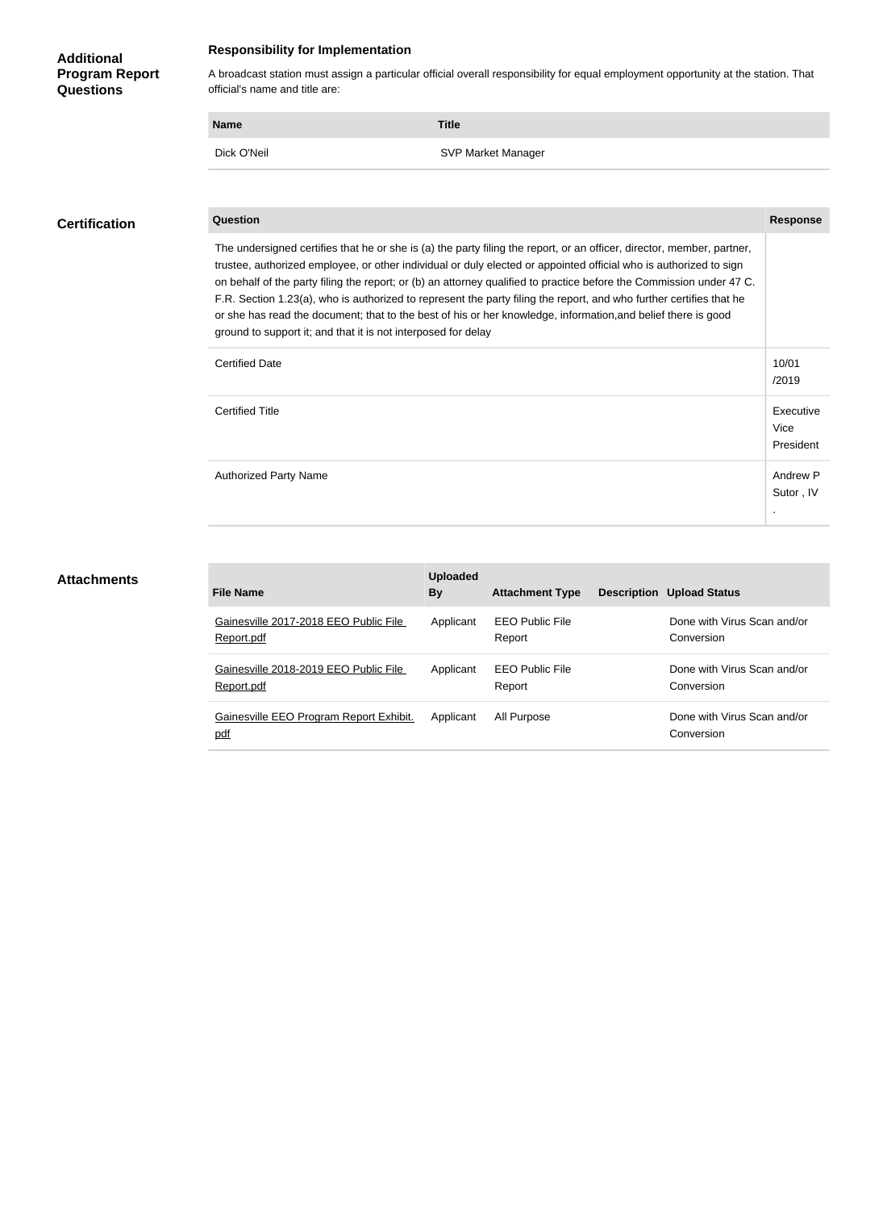## Additional Program Report Questions

### Responsibility for Implementation

A broadcast station must assign a particular official overall responsibility for equal employment opportunity at the station. That official's name and title are:

| Name | Title |
|---|---|
| Dick O'Neil | SVP Market Manager |

## Certification

| Question | Response |
|---|---|
| The undersigned certifies that he or she is (a) the party filing the report, or an officer, director, member, partner, trustee, authorized employee, or other individual or duly elected or appointed official who is authorized to sign on behalf of the party filing the report; or (b) an attorney qualified to practice before the Commission under 47 C.F.R. Section 1.23(a), who is authorized to represent the party filing the report, and who further certifies that he or she has read the document; that to the best of his or her knowledge, information,and belief there is good ground to support it; and that it is not interposed for delay | |
| Certified Date | 10/01/2019 |
| Certified Title | Executive Vice President |
| Authorized Party Name | Andrew P Sutor , IV . |

## Attachments

| File Name | Uploaded By | Attachment Type | Description | Upload Status |
|---|---|---|---|---|
| Gainesville 2017-2018 EEO Public File Report.pdf | Applicant | EEO Public File Report | | Done with Virus Scan and/or Conversion |
| Gainesville 2018-2019 EEO Public File Report.pdf | Applicant | EEO Public File Report | | Done with Virus Scan and/or Conversion |
| Gainesville EEO Program Report Exhibit.pdf | Applicant | All Purpose | | Done with Virus Scan and/or Conversion |